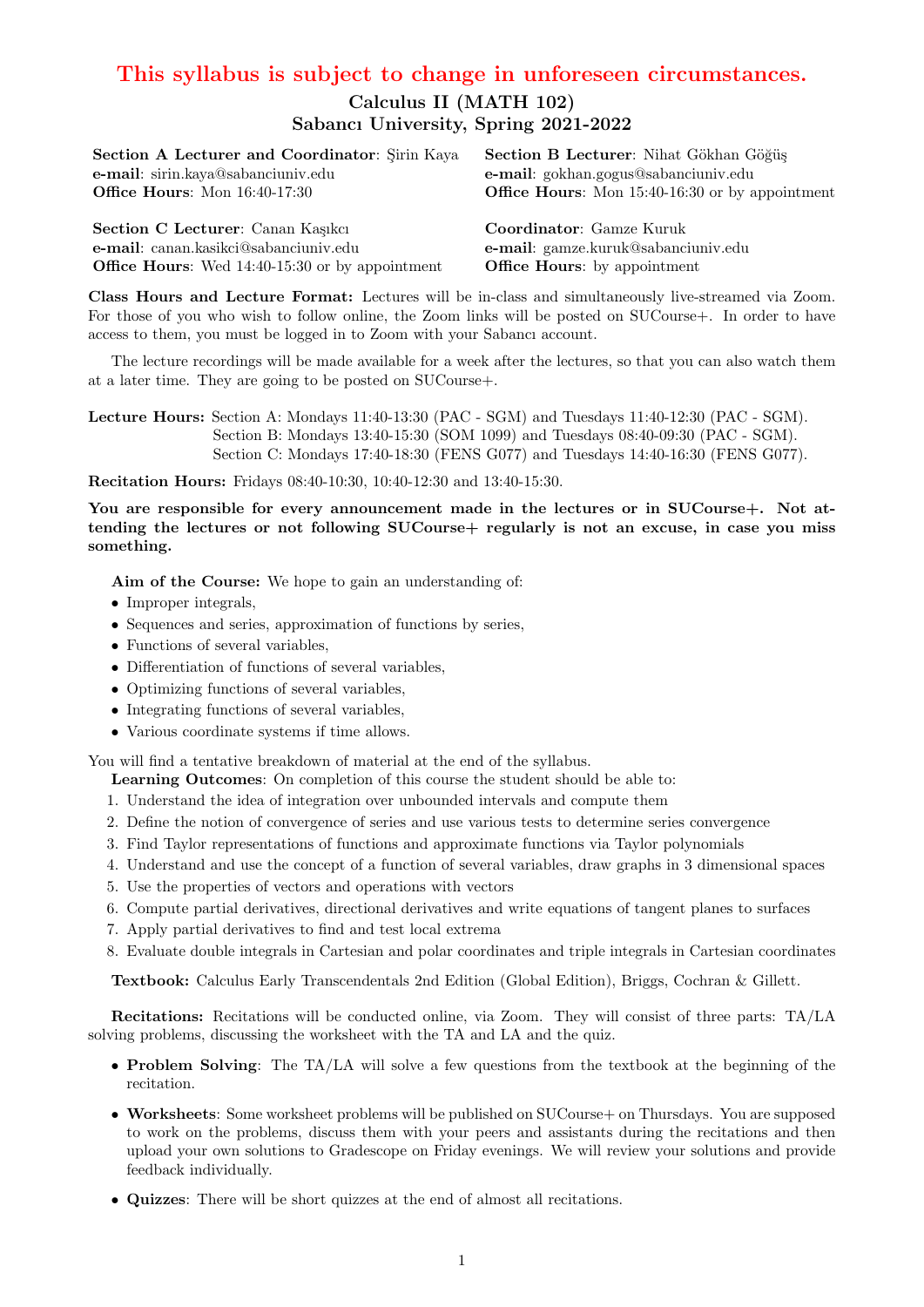**This syllabus is subject to change in unforeseen circumstances.**

# Calculus II (MATH 102)
## Sabancı University, Spring 2021-2022

**Section A Lecturer and Coordinator**: Şirin Kaya
**e-mail**: sirin.kaya@sabanciuniv.edu
**Office Hours**: Mon 16:40-17:30

**Section B Lecturer**: Nihat Gökhan Göğüş
**e-mail**: gokhan.gogus@sabanciuniv.edu
**Office Hours**: Mon 15:40-16:30 or by appointment

**Section C Lecturer**: Canan Kaşıkcı
**e-mail**: canan.kasikci@sabanciuniv.edu
**Office Hours**: Wed 14:40-15:30 or by appointment

**Coordinator**: Gamze Kuruk
**e-mail**: gamze.kuruk@sabanciuniv.edu
**Office Hours**: by appointment

**Class Hours and Lecture Format:** Lectures will be in-class and simultaneously live-streamed via Zoom. For those of you who wish to follow online, the Zoom links will be posted on SUCourse+. In order to have access to them, you must be logged in to Zoom with your Sabancı account.

The lecture recordings will be made available for a week after the lectures, so that you can also watch them at a later time. They are going to be posted on SUCourse+.

**Lecture Hours:** Section A: Mondays 11:40-13:30 (PAC - SGM) and Tuesdays 11:40-12:30 (PAC - SGM).
Section B: Mondays 13:40-15:30 (SOM 1099) and Tuesdays 08:40-09:30 (PAC - SGM).
Section C: Mondays 17:40-18:30 (FENS G077) and Tuesdays 14:40-16:30 (FENS G077).

**Recitation Hours:** Fridays 08:40-10:30, 10:40-12:30 and 13:40-15:30.

**You are responsible for every announcement made in the lectures or in SUCourse+. Not attending the lectures or not following SUCourse+ regularly is not an excuse, in case you miss something.**

**Aim of the Course:** We hope to gain an understanding of:

- Improper integrals,
- Sequences and series, approximation of functions by series,
- Functions of several variables,
- Differentiation of functions of several variables,
- Optimizing functions of several variables,
- Integrating functions of several variables,
- Various coordinate systems if time allows.

You will find a tentative breakdown of material at the end of the syllabus.

**Learning Outcomes**: On completion of this course the student should be able to:

1. Understand the idea of integration over unbounded intervals and compute them
2. Define the notion of convergence of series and use various tests to determine series convergence
3. Find Taylor representations of functions and approximate functions via Taylor polynomials
4. Understand and use the concept of a function of several variables, draw graphs in 3 dimensional spaces
5. Use the properties of vectors and operations with vectors
6. Compute partial derivatives, directional derivatives and write equations of tangent planes to surfaces
7. Apply partial derivatives to find and test local extrema
8. Evaluate double integrals in Cartesian and polar coordinates and triple integrals in Cartesian coordinates

**Textbook:** Calculus Early Transcendentals 2nd Edition (Global Edition), Briggs, Cochran & Gillett.

**Recitations:** Recitations will be conducted online, via Zoom. They will consist of three parts: TA/LA solving problems, discussing the worksheet with the TA and LA and the quiz.

- **Problem Solving**: The TA/LA will solve a few questions from the textbook at the beginning of the recitation.
- **Worksheets**: Some worksheet problems will be published on SUCourse+ on Thursdays. You are supposed to work on the problems, discuss them with your peers and assistants during the recitations and then upload your own solutions to Gradescope on Friday evenings. We will review your solutions and provide feedback individually.
- **Quizzes**: There will be short quizzes at the end of almost all recitations.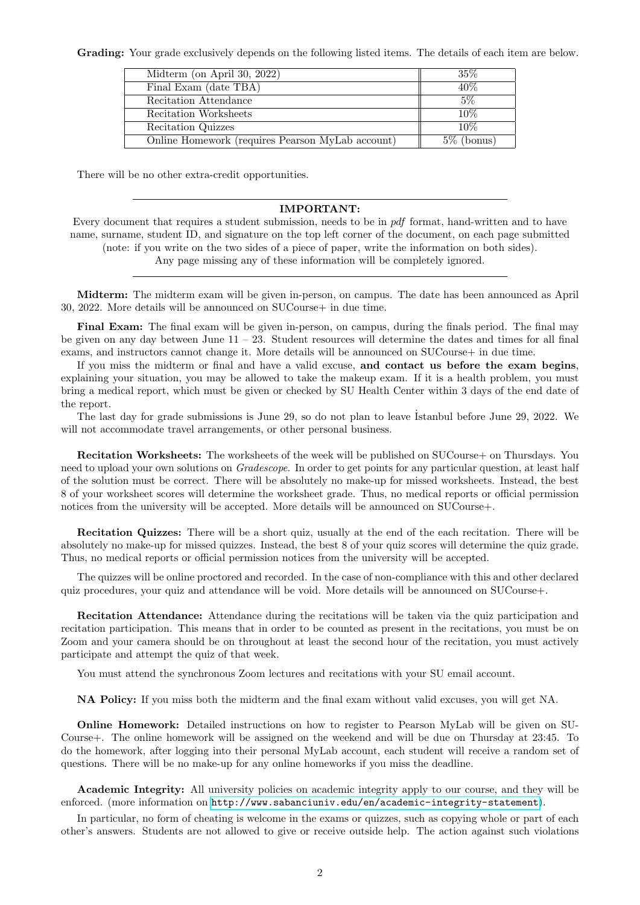**Grading:** Your grade exclusively depends on the following listed items. The details of each item are below.

| Item | Weight |
|---|---|
| Midterm (on April 30, 2022) | 35% |
| Final Exam (date TBA) | 40% |
| Recitation Attendance | 5% |
| Recitation Worksheets | 10% |
| Recitation Quizzes | 10% |
| Online Homework (requires Pearson MyLab account) | 5% (bonus) |

There will be no other extra-credit opportunities.

---

**IMPORTANT:**

Every document that requires a student submission, needs to be in *pdf* format, hand-written and to have name, surname, student ID, and signature on the top left corner of the document, on each page submitted (note: if you write on the two sides of a piece of paper, write the information on both sides).
Any page missing any of these information will be completely ignored.

---

**Midterm:** The midterm exam will be given in-person, on campus. The date has been announced as April 30, 2022. More details will be announced on SUCourse+ in due time.

**Final Exam:** The final exam will be given in-person, on campus, during the finals period. The final may be given on any day between June 11 – 23. Student resources will determine the dates and times for all final exams, and instructors cannot change it. More details will be announced on SUCourse+ in due time.

If you miss the midterm or final and have a valid excuse, **and contact us before the exam begins**, explaining your situation, you may be allowed to take the makeup exam. If it is a health problem, you must bring a medical report, which must be given or checked by SU Health Center within 3 days of the end date of the report.

The last day for grade submissions is June 29, so do not plan to leave İstanbul before June 29, 2022. We will not accommodate travel arrangements, or other personal business.

**Recitation Worksheets:** The worksheets of the week will be published on SUCourse+ on Thursdays. You need to upload your own solutions on *Gradescope*. In order to get points for any particular question, at least half of the solution must be correct. There will be absolutely no make-up for missed worksheets. Instead, the best 8 of your worksheet scores will determine the worksheet grade. Thus, no medical reports or official permission notices from the university will be accepted. More details will be announced on SUCourse+.

**Recitation Quizzes:** There will be a short quiz, usually at the end of the each recitation. There will be absolutely no make-up for missed quizzes. Instead, the best 8 of your quiz scores will determine the quiz grade. Thus, no medical reports or official permission notices from the university will be accepted.

The quizzes will be online proctored and recorded. In the case of non-compliance with this and other declared quiz procedures, your quiz and attendance will be void. More details will be announced on SUCourse+.

**Recitation Attendance:** Attendance during the recitations will be taken via the quiz participation and recitation participation. This means that in order to be counted as present in the recitations, you must be on Zoom and your camera should be on throughout at least the second hour of the recitation, you must actively participate and attempt the quiz of that week.

You must attend the synchronous Zoom lectures and recitations with your SU email account.

**NA Policy:** If you miss both the midterm and the final exam without valid excuses, you will get NA.

**Online Homework:** Detailed instructions on how to register to Pearson MyLab will be given on SUCourse+. The online homework will be assigned on the weekend and will be due on Thursday at 23:45. To do the homework, after logging into their personal MyLab account, each student will receive a random set of questions. There will be no make-up for any online homeworks if you miss the deadline.

**Academic Integrity:** All university policies on academic integrity apply to our course, and they will be enforced. (more information on http://www.sabanciuniv.edu/en/academic-integrity-statement).

In particular, no form of cheating is welcome in the exams or quizzes, such as copying whole or part of each other's answers. Students are not allowed to give or receive outside help. The action against such violations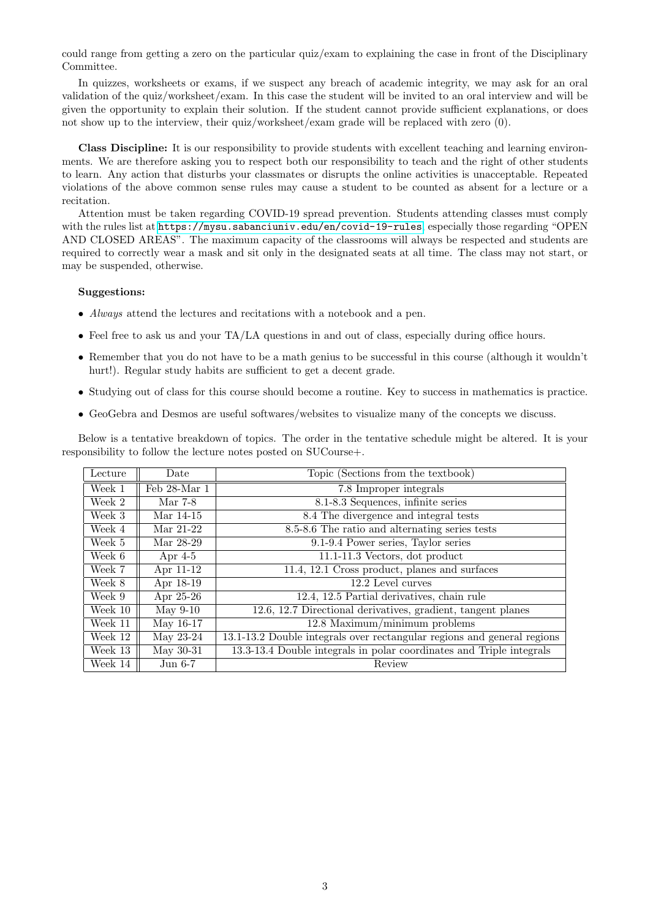could range from getting a zero on the particular quiz/exam to explaining the case in front of the Disciplinary Committee.

In quizzes, worksheets or exams, if we suspect any breach of academic integrity, we may ask for an oral validation of the quiz/worksheet/exam. In this case the student will be invited to an oral interview and will be given the opportunity to explain their solution. If the student cannot provide sufficient explanations, or does not show up to the interview, their quiz/worksheet/exam grade will be replaced with zero (0).

**Class Discipline:** It is our responsibility to provide students with excellent teaching and learning environments. We are therefore asking you to respect both our responsibility to teach and the right of other students to learn. Any action that disturbs your classmates or disrupts the online activities is unacceptable. Repeated violations of the above common sense rules may cause a student to be counted as absent for a lecture or a recitation.

Attention must be taken regarding COVID-19 spread prevention. Students attending classes must comply with the rules list at https://mysu.sabanciuniv.edu/en/covid-19-rules, especially those regarding "OPEN AND CLOSED AREAS". The maximum capacity of the classrooms will always be respected and students are required to correctly wear a mask and sit only in the designated seats at all time. The class may not start, or may be suspended, otherwise.

**Suggestions:**

- *Always* attend the lectures and recitations with a notebook and a pen.
- Feel free to ask us and your TA/LA questions in and out of class, especially during office hours.
- Remember that you do not have to be a math genius to be successful in this course (although it wouldn't hurt!). Regular study habits are sufficient to get a decent grade.
- Studying out of class for this course should become a routine. Key to success in mathematics is practice.
- GeoGebra and Desmos are useful softwares/websites to visualize many of the concepts we discuss.

Below is a tentative breakdown of topics. The order in the tentative schedule might be altered. It is your responsibility to follow the lecture notes posted on SUCourse+.

| Lecture | Date | Topic (Sections from the textbook) |
|---|---|---|
| Week 1 | Feb 28-Mar 1 | 7.8 Improper integrals |
| Week 2 | Mar 7-8 | 8.1-8.3 Sequences, infinite series |
| Week 3 | Mar 14-15 | 8.4 The divergence and integral tests |
| Week 4 | Mar 21-22 | 8.5-8.6 The ratio and alternating series tests |
| Week 5 | Mar 28-29 | 9.1-9.4 Power series, Taylor series |
| Week 6 | Apr 4-5 | 11.1-11.3 Vectors, dot product |
| Week 7 | Apr 11-12 | 11.4, 12.1 Cross product, planes and surfaces |
| Week 8 | Apr 18-19 | 12.2 Level curves |
| Week 9 | Apr 25-26 | 12.4, 12.5 Partial derivatives, chain rule |
| Week 10 | May 9-10 | 12.6, 12.7 Directional derivatives, gradient, tangent planes |
| Week 11 | May 16-17 | 12.8 Maximum/minimum problems |
| Week 12 | May 23-24 | 13.1-13.2 Double integrals over rectangular regions and general regions |
| Week 13 | May 30-31 | 13.3-13.4 Double integrals in polar coordinates and Triple integrals |
| Week 14 | Jun 6-7 | Review |